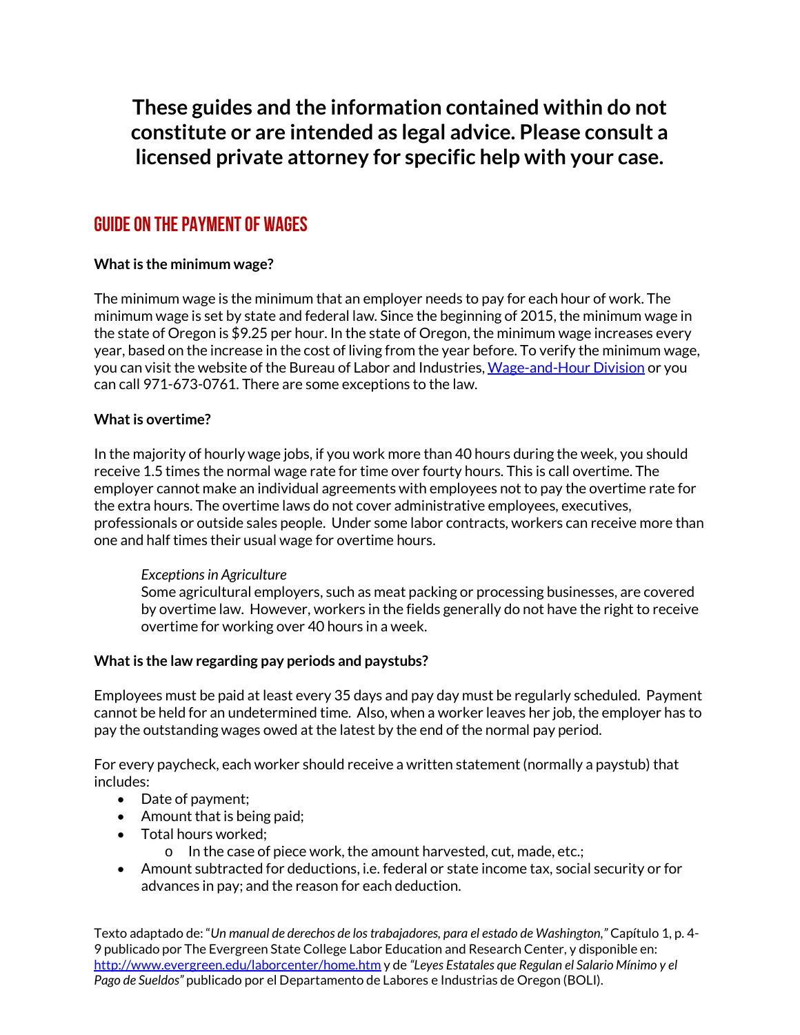**These guides and the information contained within do not constitute or are intended as legal advice. Please consult a licensed private attorney for specific help with your case.**

# GUIDE ON THE PAYMENT OF WAGES

**What is the minimum wage?**

The minimum wage is the minimum that an employer needs to pay for each hour of work. The minimum wage is set by state and federal law. Since the beginning of 2015, the minimum wage in the state of Oregon is $9.25 per hour. In the state of Oregon, the minimum wage increases every year, based on the increase in the cost of living from the year before. To verify the minimum wage, you can visit the website of the Bureau of Labor and Industries, Wage-and-Hour Division or you can call 971-673-0761. There are some exceptions to the law.

**What is overtime?**

In the majority of hourly wage jobs, if you work more than 40 hours during the week, you should receive 1.5 times the normal wage rate for time over fourty hours. This is call overtime. The employer cannot make an individual agreements with employees not to pay the overtime rate for the extra hours. The overtime laws do not cover administrative employees, executives, professionals or outside sales people. Under some labor contracts, workers can receive more than one and half times their usual wage for overtime hours.

> *Exceptions in Agriculture*
> Some agricultural employers, such as meat packing or processing businesses, are covered by overtime law. However, workers in the fields generally do not have the right to receive overtime for working over 40 hours in a week.

**What is the law regarding pay periods and paystubs?**

Employees must be paid at least every 35 days and pay day must be regularly scheduled. Payment cannot be held for an undetermined time. Also, when a worker leaves her job, the employer has to pay the outstanding wages owed at the latest by the end of the normal pay period.

For every paycheck, each worker should receive a written statement (normally a paystub) that includes:

- Date of payment;
- Amount that is being paid;
- Total hours worked;
  - In the case of piece work, the amount harvested, cut, made, etc.;
- Amount subtracted for deductions, i.e. federal or state income tax, social security or for advances in pay; and the reason for each deduction.

Texto adaptado de: "*Un manual de derechos de los trabajadores, para el estado de Washington,"* Capítulo 1, p. 4-9 publicado por The Evergreen State College Labor Education and Research Center, y disponible en: http://www.evergreen.edu/laborcenter/home.htm y de *"Leyes Estatales que Regulan el Salario Mínimo y el Pago de Sueldos"* publicado por el Departamento de Labores e Industrias de Oregon (BOLI).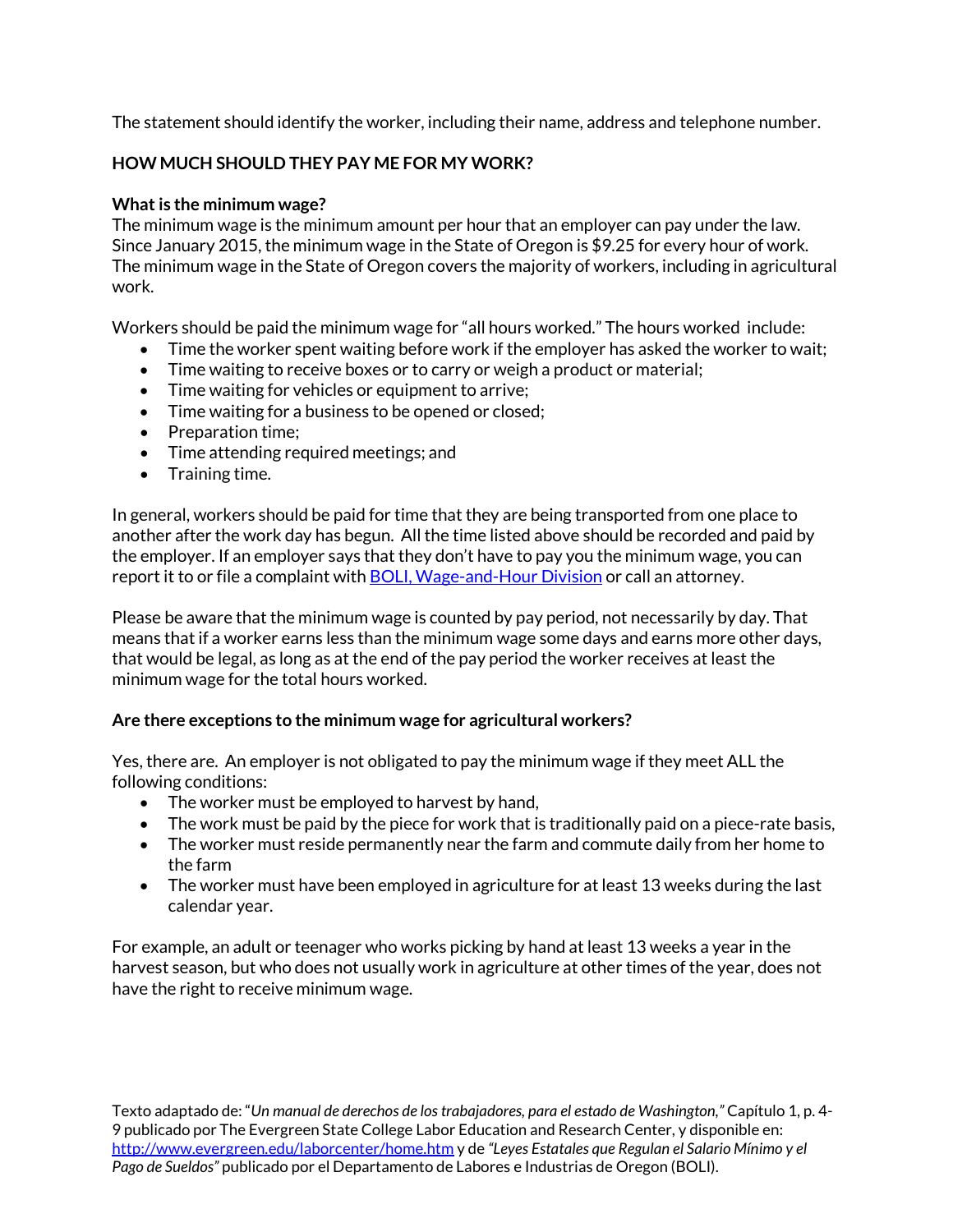The statement should identify the worker, including their name, address and telephone number.

## HOW MUCH SHOULD THEY PAY ME FOR MY WORK?

### What is the minimum wage?

The minimum wage is the minimum amount per hour that an employer can pay under the law. Since January 2015, the minimum wage in the State of Oregon is $9.25 for every hour of work. The minimum wage in the State of Oregon covers the majority of workers, including in agricultural work.

Workers should be paid the minimum wage for "all hours worked." The hours worked include:

- Time the worker spent waiting before work if the employer has asked the worker to wait;
- Time waiting to receive boxes or to carry or weigh a product or material;
- Time waiting for vehicles or equipment to arrive;
- Time waiting for a business to be opened or closed;
- Preparation time;
- Time attending required meetings; and
- Training time.

In general, workers should be paid for time that they are being transported from one place to another after the work day has begun. All the time listed above should be recorded and paid by the employer. If an employer says that they don't have to pay you the minimum wage, you can report it to or file a complaint with [BOLI, Wage-and-Hour Division] or call an attorney.

Please be aware that the minimum wage is counted by pay period, not necessarily by day. That means that if a worker earns less than the minimum wage some days and earns more other days, that would be legal, as long as at the end of the pay period the worker receives at least the minimum wage for the total hours worked.

### Are there exceptions to the minimum wage for agricultural workers?

Yes, there are. An employer is not obligated to pay the minimum wage if they meet ALL the following conditions:

- The worker must be employed to harvest by hand,
- The work must be paid by the piece for work that is traditionally paid on a piece-rate basis,
- The worker must reside permanently near the farm and commute daily from her home to the farm
- The worker must have been employed in agriculture for at least 13 weeks during the last calendar year.

For example, an adult or teenager who works picking by hand at least 13 weeks a year in the harvest season, but who does not usually work in agriculture at other times of the year, does not have the right to receive minimum wage.

Texto adaptado de: "*Un manual de derechos de los trabajadores, para el estado de Washington,*" Capítulo 1, p. 4-9 publicado por The Evergreen State College Labor Education and Research Center, y disponible en: http://www.evergreen.edu/laborcenter/home.htm y de *"Leyes Estatales que Regulan el Salario Mínimo y el Pago de Sueldos"* publicado por el Departamento de Labores e Industrias de Oregon (BOLI).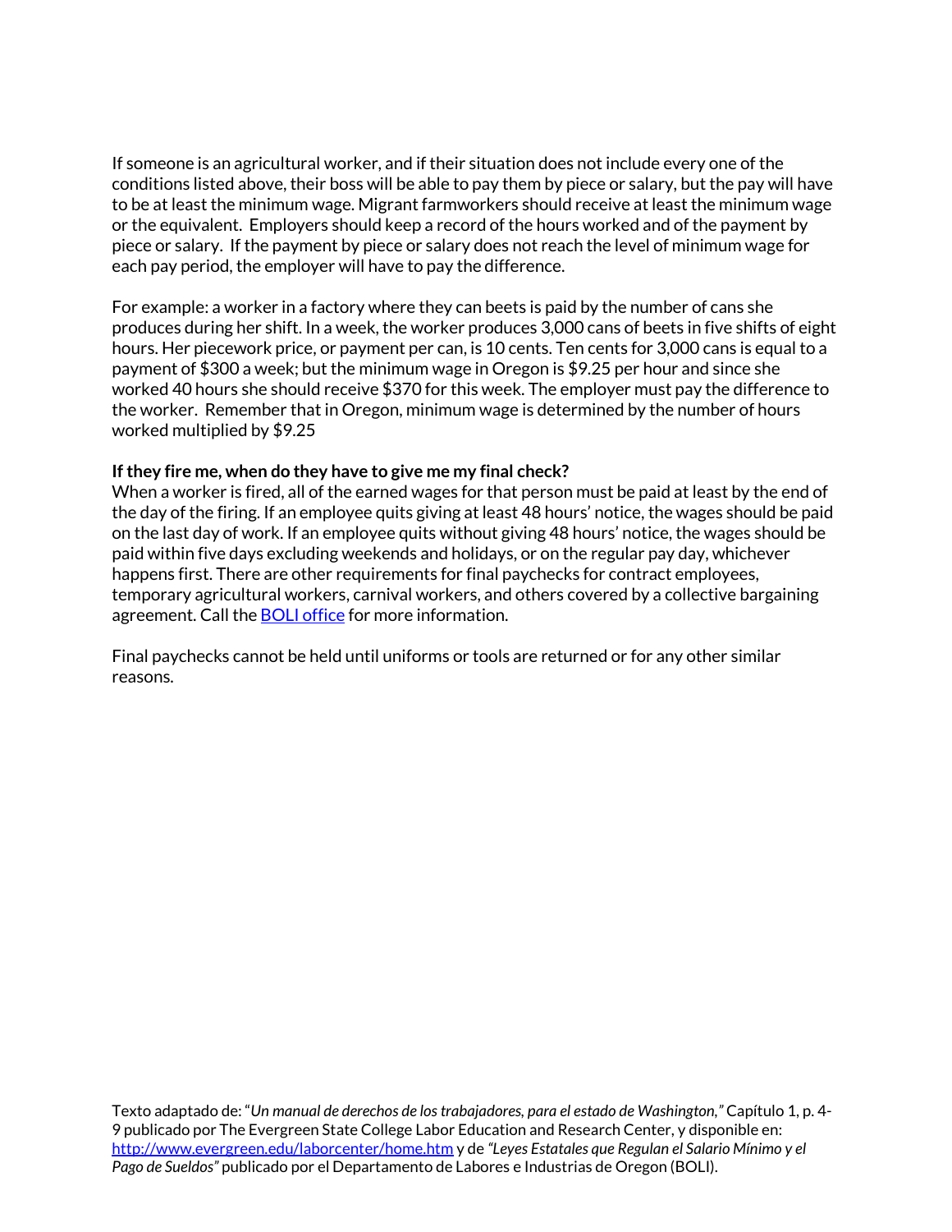If someone is an agricultural worker, and if their situation does not include every one of the conditions listed above, their boss will be able to pay them by piece or salary, but the pay will have to be at least the minimum wage. Migrant farmworkers should receive at least the minimum wage or the equivalent. Employers should keep a record of the hours worked and of the payment by piece or salary. If the payment by piece or salary does not reach the level of minimum wage for each pay period, the employer will have to pay the difference.

For example: a worker in a factory where they can beets is paid by the number of cans she produces during her shift. In a week, the worker produces 3,000 cans of beets in five shifts of eight hours. Her piecework price, or payment per can, is 10 cents. Ten cents for 3,000 cans is equal to a payment of $300 a week; but the minimum wage in Oregon is $9.25 per hour and since she worked 40 hours she should receive $370 for this week. The employer must pay the difference to the worker. Remember that in Oregon, minimum wage is determined by the number of hours worked multiplied by $9.25

**If they fire me, when do they have to give me my final check?**
When a worker is fired, all of the earned wages for that person must be paid at least by the end of the day of the firing. If an employee quits giving at least 48 hours' notice, the wages should be paid on the last day of work. If an employee quits without giving 48 hours' notice, the wages should be paid within five days excluding weekends and holidays, or on the regular pay day, whichever happens first. There are other requirements for final paychecks for contract employees, temporary agricultural workers, carnival workers, and others covered by a collective bargaining agreement. Call the [BOLI office] for more information.

Final paychecks cannot be held until uniforms or tools are returned or for any other similar reasons.

Texto adaptado de: "*Un manual de derechos de los trabajadores, para el estado de Washington,"* Capítulo 1, p. 4-9 publicado por The Evergreen State College Labor Education and Research Center, y disponible en: http://www.evergreen.edu/laborcenter/home.htm y de *"Leyes Estatales que Regulan el Salario Mínimo y el Pago de Sueldos"* publicado por el Departamento de Labores e Industrias de Oregon (BOLI).